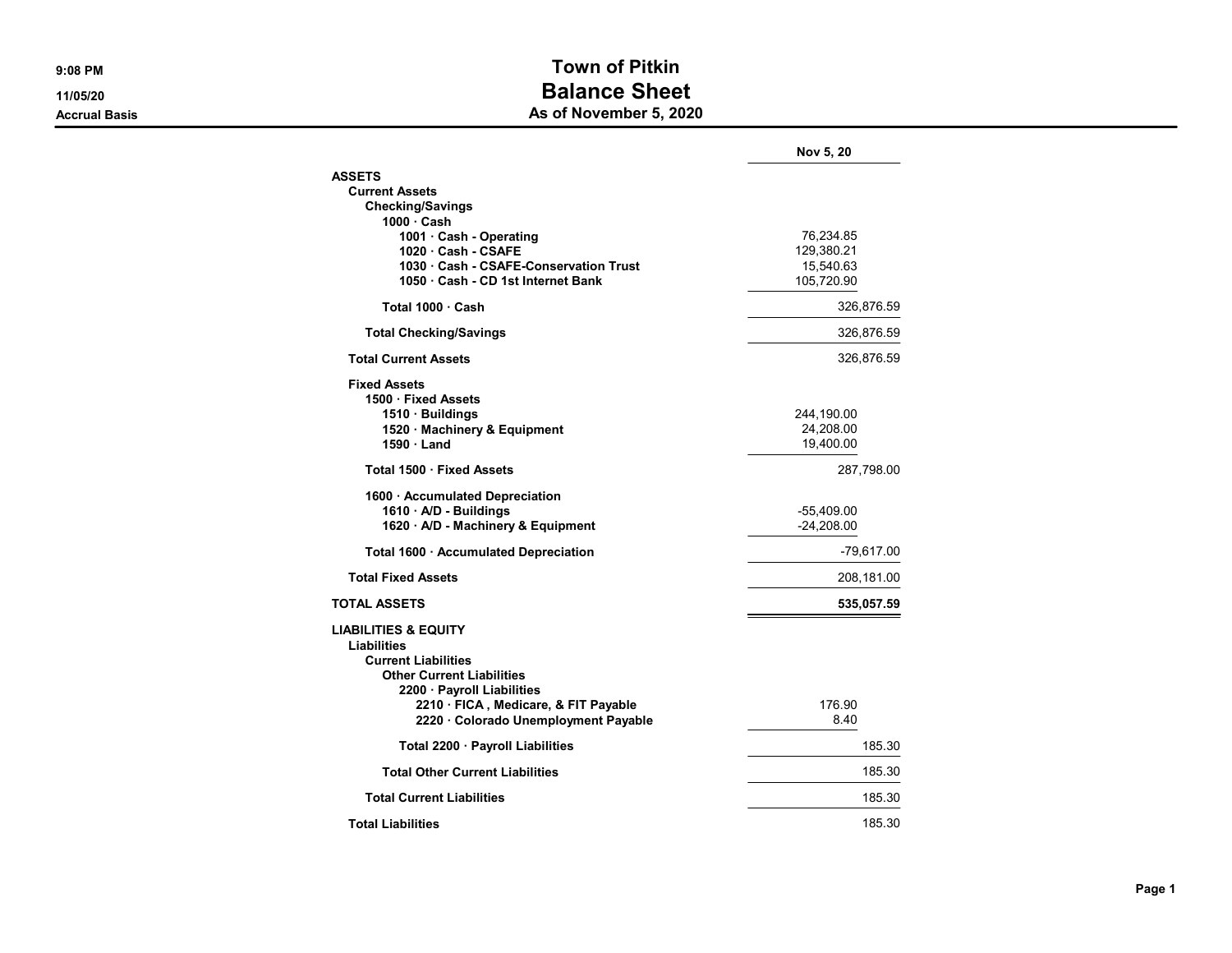9:08 PM
11/05/20
Accrual Basis

# Town of Pitkin
## Balance Sheet
### As of November 5, 2020

| | | Nov 5, 20 |
|---|---|---|
| **ASSETS** | | |
| **Current Assets** | | |
| **Checking/Savings** | | |
| **1000 · Cash** | | |
| **1001 · Cash - Operating** | 76,234.85 | |
| **1020 · Cash - CSAFE** | 129,380.21 | |
| **1030 · Cash - CSAFE-Conservation Trust** | 15,540.63 | |
| **1050 · Cash - CD 1st Internet Bank** | 105,720.90 | |
| **Total 1000 · Cash** | | 326,876.59 |
| **Total Checking/Savings** | | 326,876.59 |
| **Total Current Assets** | | 326,876.59 |
| **Fixed Assets** | | |
| **1500 · Fixed Assets** | | |
| **1510 · Buildings** | 244,190.00 | |
| **1520 · Machinery & Equipment** | 24,208.00 | |
| **1590 · Land** | 19,400.00 | |
| **Total 1500 · Fixed Assets** | | 287,798.00 |
| **1600 · Accumulated Depreciation** | | |
| **1610 · A/D - Buildings** | -55,409.00 | |
| **1620 · A/D - Machinery & Equipment** | -24,208.00 | |
| **Total 1600 · Accumulated Depreciation** | | -79,617.00 |
| **Total Fixed Assets** | | 208,181.00 |
| **TOTAL ASSETS** | | **535,057.59** |
| **LIABILITIES & EQUITY** | | |
| **Liabilities** | | |
| **Current Liabilities** | | |
| **Other Current Liabilities** | | |
| **2200 · Payroll Liabilities** | | |
| **2210 · FICA , Medicare, & FIT Payable** | 176.90 | |
| **2220 · Colorado Unemployment Payable** | 8.40 | |
| **Total 2200 · Payroll Liabilities** | | 185.30 |
| **Total Other Current Liabilities** | | 185.30 |
| **Total Current Liabilities** | | 185.30 |
| **Total Liabilities** | | 185.30 |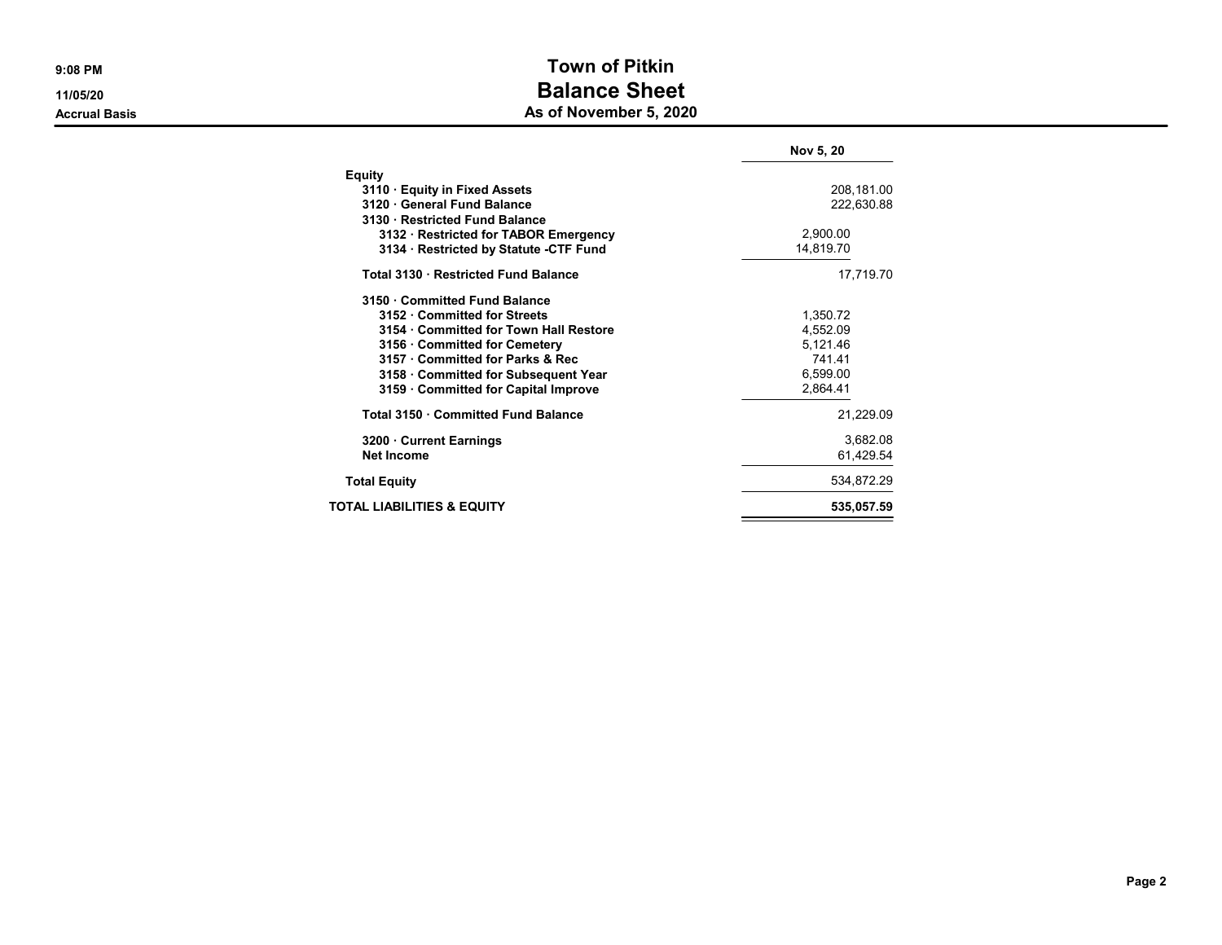# Town of Pitkin

## Balance Sheet

### As of November 5, 2020

9:08 PM
11/05/20
Accrual Basis

| | | Nov 5, 20 |
|---|---|---|
| **Equity** | | |
| **3110 · Equity in Fixed Assets** | | 208,181.00 |
| **3120 · General Fund Balance** | | 222,630.88 |
| **3130 · Restricted Fund Balance** | | |
| **3132 · Restricted for TABOR Emergency** | 2,900.00 | |
| **3134 · Restricted by Statute -CTF Fund** | 14,819.70 | |
| **Total 3130 · Restricted Fund Balance** | | 17,719.70 |
| **3150 · Committed Fund Balance** | | |
| **3152 · Committed for Streets** | 1,350.72 | |
| **3154 · Committed for Town Hall Restore** | 4,552.09 | |
| **3156 · Committed for Cemetery** | 5,121.46 | |
| **3157 · Committed for Parks & Rec** | 741.41 | |
| **3158 · Committed for Subsequent Year** | 6,599.00 | |
| **3159 · Committed for Capital Improve** | 2,864.41 | |
| **Total 3150 · Committed Fund Balance** | | 21,229.09 |
| **3200 · Current Earnings** | | 3,682.08 |
| **Net Income** | | 61,429.54 |
| **Total Equity** | | 534,872.29 |
| **TOTAL LIABILITIES & EQUITY** | | **535,057.59** |